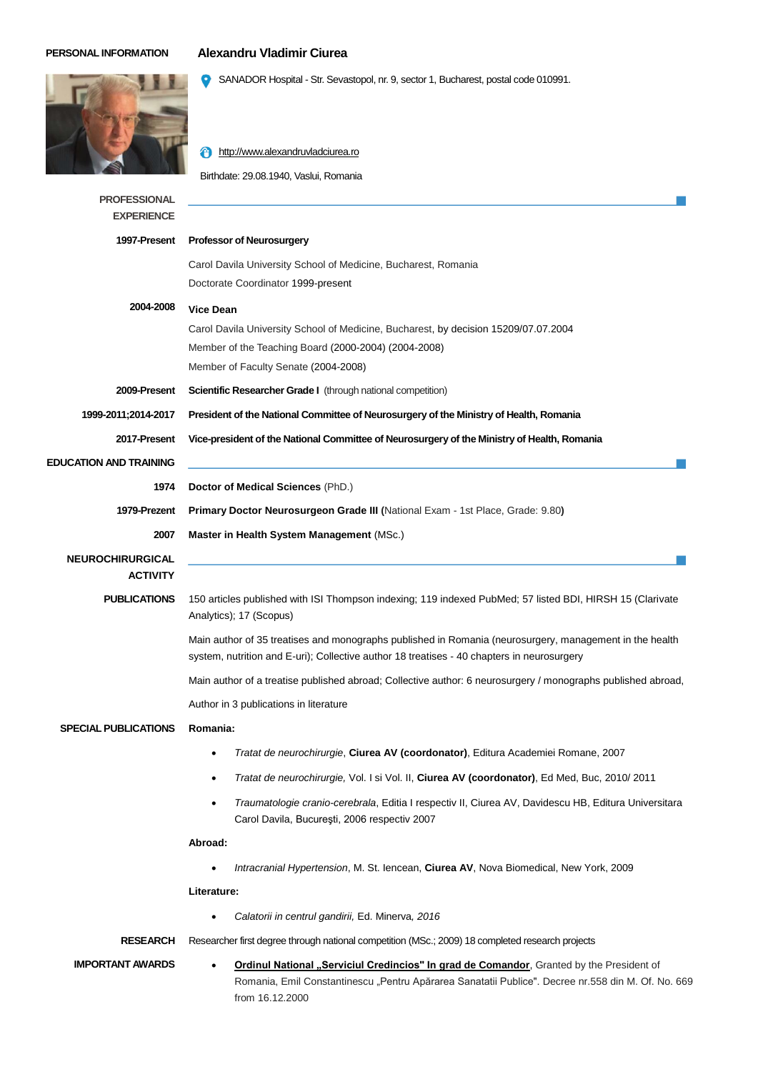## PERSONAL INFORMATION

# Alexandru Vladimir Ciurea

SANADOR Hospital - Str. Sevastopol, nr. 9, sector 1, Bucharest, postal code 010991.

http://www.alexandruvladciurea.ro

Birthdate: 29.08.1940, Vaslui, Romania

## PROFESSIONAL EXPERIENCE

**1997-Present** **Professor of Neurosurgery**

Carol Davila University School of Medicine, Bucharest, Romania

Doctorate Coordinator 1999-present

**2004-2008** **Vice Dean**

Carol Davila University School of Medicine, Bucharest, by decision 15209/07.07.2004

Member of the Teaching Board (2000-2004) (2004-2008)

Member of Faculty Senate (2004-2008)

**2009-Present** **Scientific Researcher Grade I** (through national competition)

**1999-2011;2014-2017** **President of the National Committee of Neurosurgery of the Ministry of Health, Romania**

**2017-Present** **Vice-president of the National Committee of Neurosurgery of the Ministry of Health, Romania**

## EDUCATION AND TRAINING

**1974** **Doctor of Medical Sciences** (PhD.)

**1979-Prezent** **Primary Doctor Neurosurgeon Grade III (**National Exam - 1st Place, Grade: 9.80**)**

**2007** **Master in Health System Management** (MSc.)

## NEUROCHIRURGICAL ACTIVITY

**PUBLICATIONS**

150 articles published with ISI Thompson indexing; 119 indexed PubMed; 57 listed BDI, HIRSH 15 (Clarivate Analytics); 17 (Scopus)

Main author of 35 treatises and monographs published in Romania (neurosurgery, management in the health system, nutrition and E-uri); Collective author 18 treatises - 40 chapters in neurosurgery

Main author of a treatise published abroad; Collective author: 6 neurosurgery / monographs published abroad,

Author in 3 publications in literature

**SPECIAL PUBLICATIONS**

**Romania:**

- *Tratat de neurochirurgie*, **Ciurea AV (coordonator)**, Editura Academiei Romane, 2007
- *Tratat de neurochirurgie,* Vol. I si Vol. II, **Ciurea AV (coordonator)**, Ed Med, Buc, 2010/ 2011
- *Traumatologie cranio-cerebrala*, Editia I respectiv II, Ciurea AV, Davidescu HB, Editura Universitara Carol Davila, Bucureşti, 2006 respectiv 2007

**Abroad:**

- *Intracranial Hypertension*, M. St. Iencean, **Ciurea AV**, Nova Biomedical, New York, 2009

**Literature:**

- *Calatorii in centrul gandirii,* Ed. Minerva*, 2016*

**RESEARCH**

Researcher first degree through national competition (MSc.; 2009) 18 completed research projects

**IMPORTANT AWARDS**

- **Ordinul National „Serviciul Credincios" In grad de Comandor**, Granted by the President of Romania, Emil Constantinescu „Pentru Apărarea Sanatatii Publice". Decree nr.558 din M. Of. No. 669 from 16.12.2000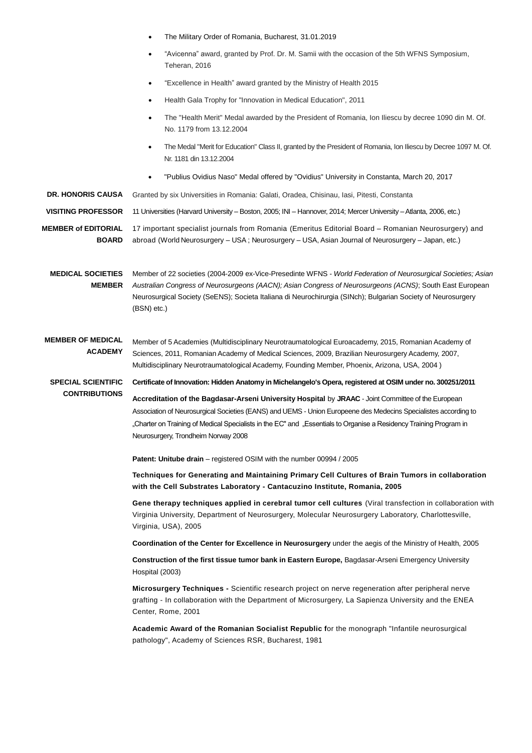- The Military Order of Romania, Bucharest, 31.01.2019
- "Avicenna" award, granted by Prof. Dr. M. Samii with the occasion of the 5th WFNS Symposium, Teheran, 2016
- "Excellence in Health" award granted by the Ministry of Health 2015
- Health Gala Trophy for "Innovation in Medical Education", 2011
- The "Health Merit" Medal awarded by the President of Romania, Ion Iliescu by decree 1090 din M. Of. No. 1179 from 13.12.2004
- The Medal "Merit for Education" Class II, granted by the President of Romania, Ion Iliescu by Decree 1097 M. Of. Nr. 1181 din 13.12.2004
- "Publius Ovidius Naso" Medal offered by "Ovidius" University in Constanta, March 20, 2017

**DR. HONORIS CAUSA**

Granted by six Universities in Romania: Galati, Oradea, Chisinau, Iasi, Pitesti, Constanta

**VISITING PROFESSOR**

11 Universities (Harvard University – Boston, 2005; INI – Hannover, 2014; Mercer University – Atlanta, 2006, etc.)

**MEMBER of EDITORIAL BOARD**

17 important specialist journals from Romania (Emeritus Editorial Board – Romanian Neurosurgery) and abroad (World Neurosurgery – USA ; Neurosurgery – USA, Asian Journal of Neurosurgery – Japan, etc.)

**MEDICAL SOCIETIES MEMBER**

Member of 22 societies (2004-2009 ex-Vice-Presedinte WFNS - *World Federation of Neurosurgical Societies; Asian Australian Congress of Neurosurgeons (AACN); Asian Congress of Neurosurgeons (ACNS)*; South East European Neurosurgical Society (SeENS); Societa Italiana di Neurochirurgia (SINch); Bulgarian Society of Neurosurgery (BSN) etc.)

**MEMBER OF MEDICAL ACADEMY**

Member of 5 Academies (Multidisciplinary Neurotraumatological Euroacademy, 2015, Romanian Academy of Sciences, 2011, Romanian Academy of Medical Sciences, 2009, Brazilian Neurosurgery Academy, 2007, Multidisciplinary Neurotraumatological Academy, Founding Member, Phoenix, Arizona, USA, 2004 )

**SPECIAL SCIENTIFIC CONTRIBUTIONS**

**Certificate of Innovation: Hidden Anatomy in Michelangelo's Opera, registered at OSIM under no. 300251/2011**

**Accreditation of the Bagdasar-Arseni University Hospital** by **JRAAC** - Joint Committee of the European Association of Neurosurgical Societies (EANS) and UEMS - Union Europeene des Medecins Specialistes according to „Charter on Training of Medical Specialists in the EC" and „Essentials to Organise a Residency Training Program in Neurosurgery, Trondheim Norway 2008

**Patent: Unitube drain** – registered OSIM with the number 00994 / 2005

**Techniques for Generating and Maintaining Primary Cell Cultures of Brain Tumors in collaboration with the Cell Substrates Laboratory - Cantacuzino Institute, Romania, 2005**

**Gene therapy techniques applied in cerebral tumor cell cultures** (Viral transfection in collaboration with Virginia University, Department of Neurosurgery, Molecular Neurosurgery Laboratory, Charlottesville, Virginia, USA), 2005

**Coordination of the Center for Excellence in Neurosurgery** under the aegis of the Ministry of Health, 2005

**Construction of the first tissue tumor bank in Eastern Europe,** Bagdasar-Arseni Emergency University Hospital (2003)

**Microsurgery Techniques -** Scientific research project on nerve regeneration after peripheral nerve grafting - In collaboration with the Department of Microsurgery, La Sapienza University and the ENEA Center, Rome, 2001

**Academic Award of the Romanian Socialist Republic f**or the monograph "Infantile neurosurgical pathology", Academy of Sciences RSR, Bucharest, 1981